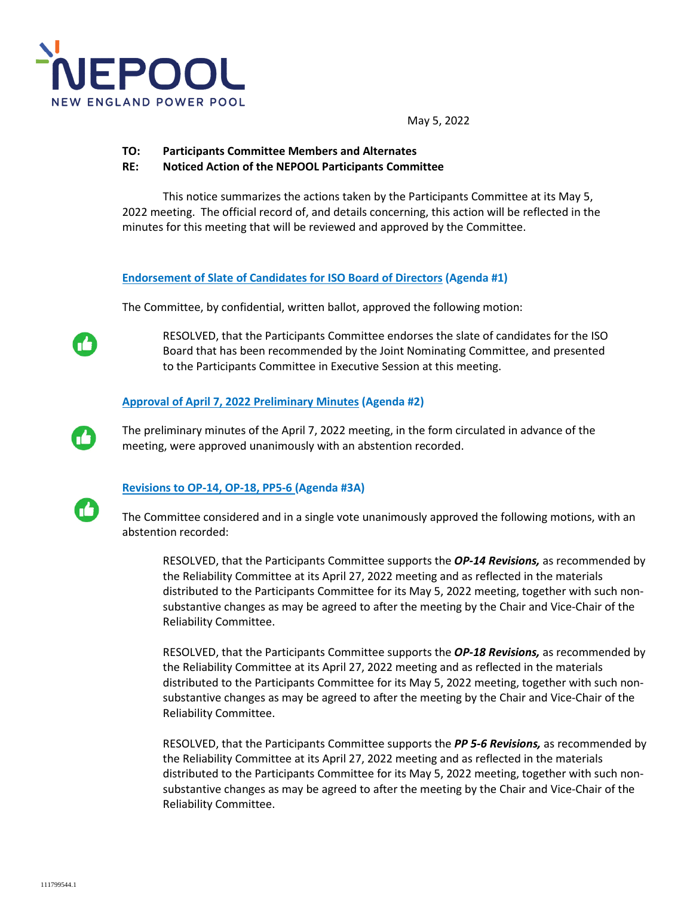NEPOOL
NEW ENGLAND POWER POOL

May 5, 2022

**TO: Participants Committee Members and Alternates**
**RE: Noticed Action of the NEPOOL Participants Committee**

This notice summarizes the actions taken by the Participants Committee at its May 5, 2022 meeting. The official record of, and details concerning, this action will be reflected in the minutes for this meeting that will be reviewed and approved by the Committee.

**Endorsement of Slate of Candidates for ISO Board of Directors (Agenda #1)**

The Committee, by confidential, written ballot, approved the following motion:

> RESOLVED, that the Participants Committee endorses the slate of candidates for the ISO Board that has been recommended by the Joint Nominating Committee, and presented to the Participants Committee in Executive Session at this meeting.

**Approval of April 7, 2022 Preliminary Minutes (Agenda #2)**

The preliminary minutes of the April 7, 2022 meeting, in the form circulated in advance of the meeting, were approved unanimously with an abstention recorded.

**Revisions to OP-14, OP-18, PP5-6 (Agenda #3A)**

The Committee considered and in a single vote unanimously approved the following motions, with an abstention recorded:

> RESOLVED, that the Participants Committee supports the ***OP-14 Revisions,*** as recommended by the Reliability Committee at its April 27, 2022 meeting and as reflected in the materials distributed to the Participants Committee for its May 5, 2022 meeting, together with such non-substantive changes as may be agreed to after the meeting by the Chair and Vice-Chair of the Reliability Committee.
>
> RESOLVED, that the Participants Committee supports the ***OP-18 Revisions,*** as recommended by the Reliability Committee at its April 27, 2022 meeting and as reflected in the materials distributed to the Participants Committee for its May 5, 2022 meeting, together with such non-substantive changes as may be agreed to after the meeting by the Chair and Vice-Chair of the Reliability Committee.
>
> RESOLVED, that the Participants Committee supports the ***PP 5-6 Revisions,*** as recommended by the Reliability Committee at its April 27, 2022 meeting and as reflected in the materials distributed to the Participants Committee for its May 5, 2022 meeting, together with such non-substantive changes as may be agreed to after the meeting by the Chair and Vice-Chair of the Reliability Committee.

111799544.1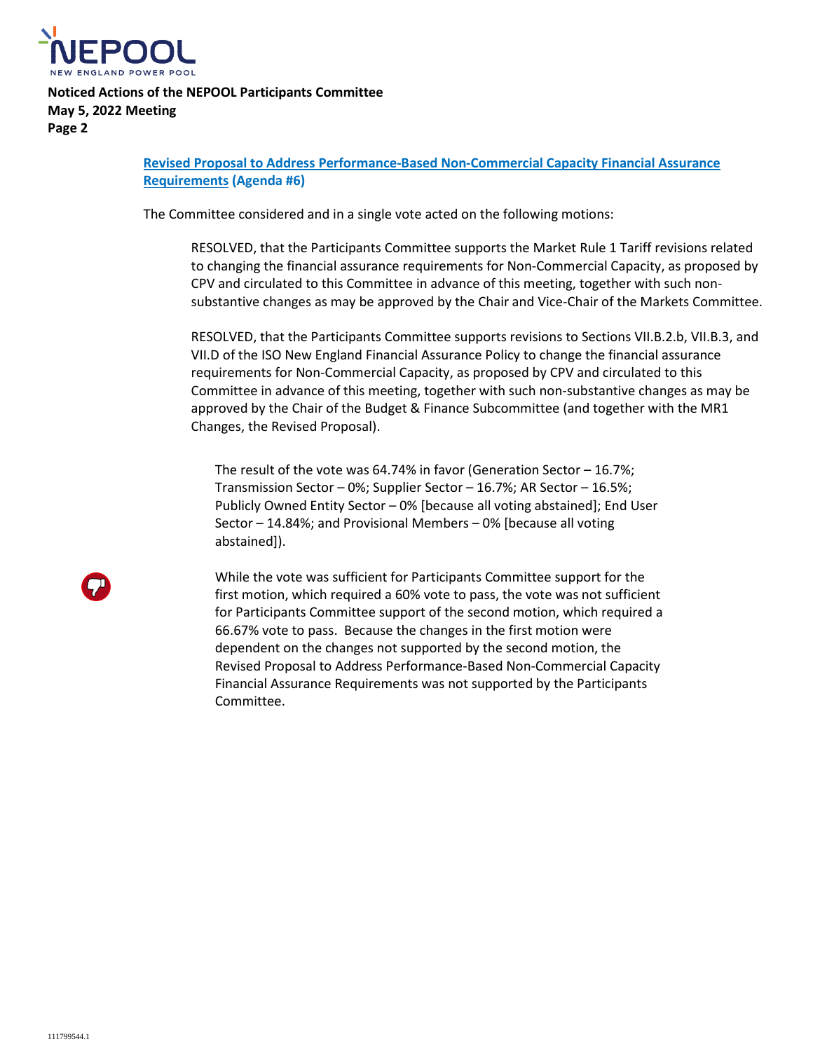**Revised Proposal to Address Performance-Based Non-Commercial Capacity Financial Assurance Requirements (Agenda #6)**

The Committee considered and in a single vote acted on the following motions:

> RESOLVED, that the Participants Committee supports the Market Rule 1 Tariff revisions related to changing the financial assurance requirements for Non-Commercial Capacity, as proposed by CPV and circulated to this Committee in advance of this meeting, together with such non-substantive changes as may be approved by the Chair and Vice-Chair of the Markets Committee.
>
> RESOLVED, that the Participants Committee supports revisions to Sections VII.B.2.b, VII.B.3, and VII.D of the ISO New England Financial Assurance Policy to change the financial assurance requirements for Non-Commercial Capacity, as proposed by CPV and circulated to this Committee in advance of this meeting, together with such non-substantive changes as may be approved by the Chair of the Budget & Finance Subcommittee (and together with the MR1 Changes, the Revised Proposal).

The result of the vote was 64.74% in favor (Generation Sector – 16.7%; Transmission Sector – 0%; Supplier Sector – 16.7%; AR Sector – 16.5%; Publicly Owned Entity Sector – 0% [because all voting abstained]; End User Sector – 14.84%; and Provisional Members – 0% [because all voting abstained]).

While the vote was sufficient for Participants Committee support for the first motion, which required a 60% vote to pass, the vote was not sufficient for Participants Committee support of the second motion, which required a 66.67% vote to pass. Because the changes in the first motion were dependent on the changes not supported by the second motion, the Revised Proposal to Address Performance-Based Non-Commercial Capacity Financial Assurance Requirements was not supported by the Participants Committee.